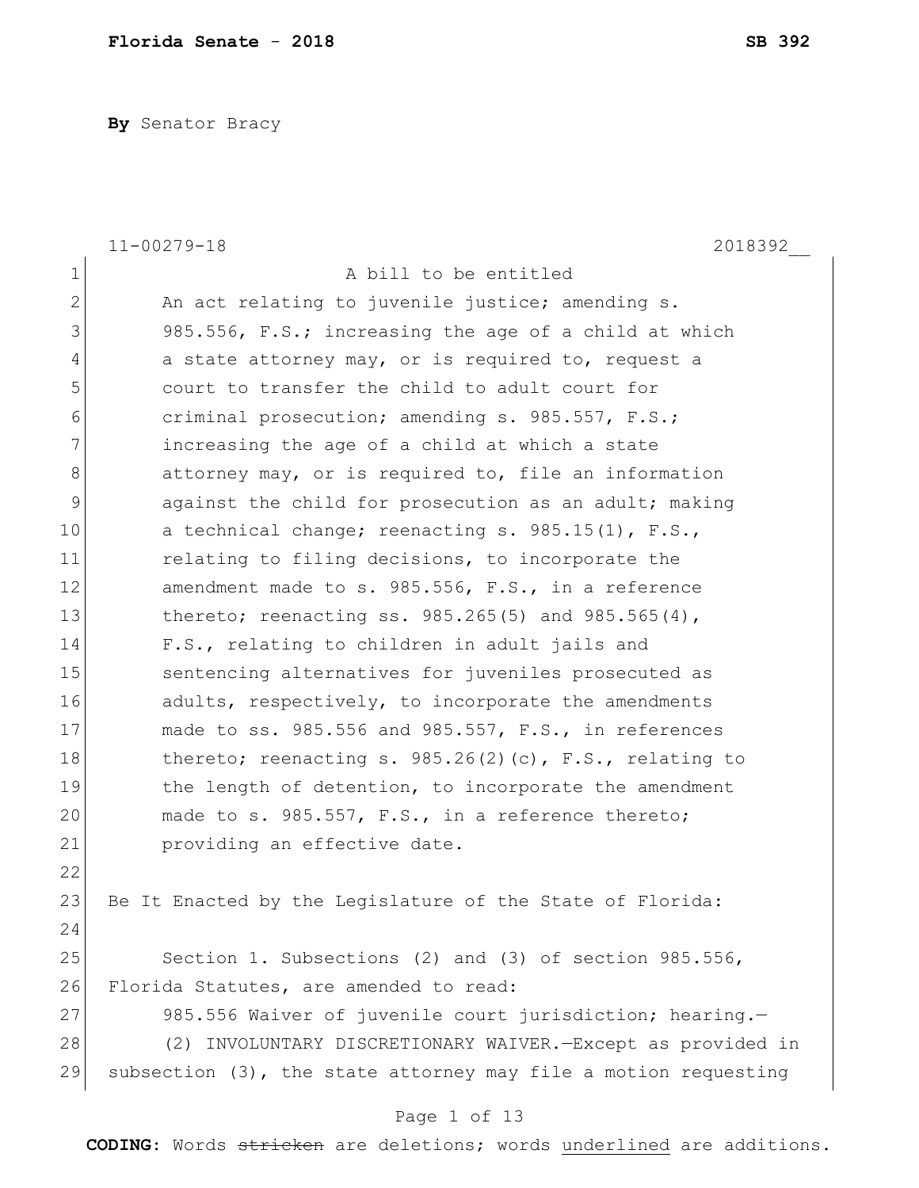**Florida Senate - 2018** **SB 392**

**By** Senator Bracy

11-00279-18 2018392__

A bill to be entitled

An act relating to juvenile justice; amending s. 985.556, F.S.; increasing the age of a child at which a state attorney may, or is required to, request a court to transfer the child to adult court for criminal prosecution; amending s. 985.557, F.S.; increasing the age of a child at which a state attorney may, or is required to, file an information against the child for prosecution as an adult; making a technical change; reenacting s. 985.15(1), F.S., relating to filing decisions, to incorporate the amendment made to s. 985.556, F.S., in a reference thereto; reenacting ss. 985.265(5) and 985.565(4), F.S., relating to children in adult jails and sentencing alternatives for juveniles prosecuted as adults, respectively, to incorporate the amendments made to ss. 985.556 and 985.557, F.S., in references thereto; reenacting s. 985.26(2)(c), F.S., relating to the length of detention, to incorporate the amendment made to s. 985.557, F.S., in a reference thereto; providing an effective date.

Be It Enacted by the Legislature of the State of Florida:

Section 1. Subsections (2) and (3) of section 985.556, Florida Statutes, are amended to read:

985.556 Waiver of juvenile court jurisdiction; hearing.—

(2) INVOLUNTARY DISCRETIONARY WAIVER.—Except as provided in subsection (3), the state attorney may file a motion requesting

**CODING:** Words ~~stricken~~ are deletions; words underlined are additions.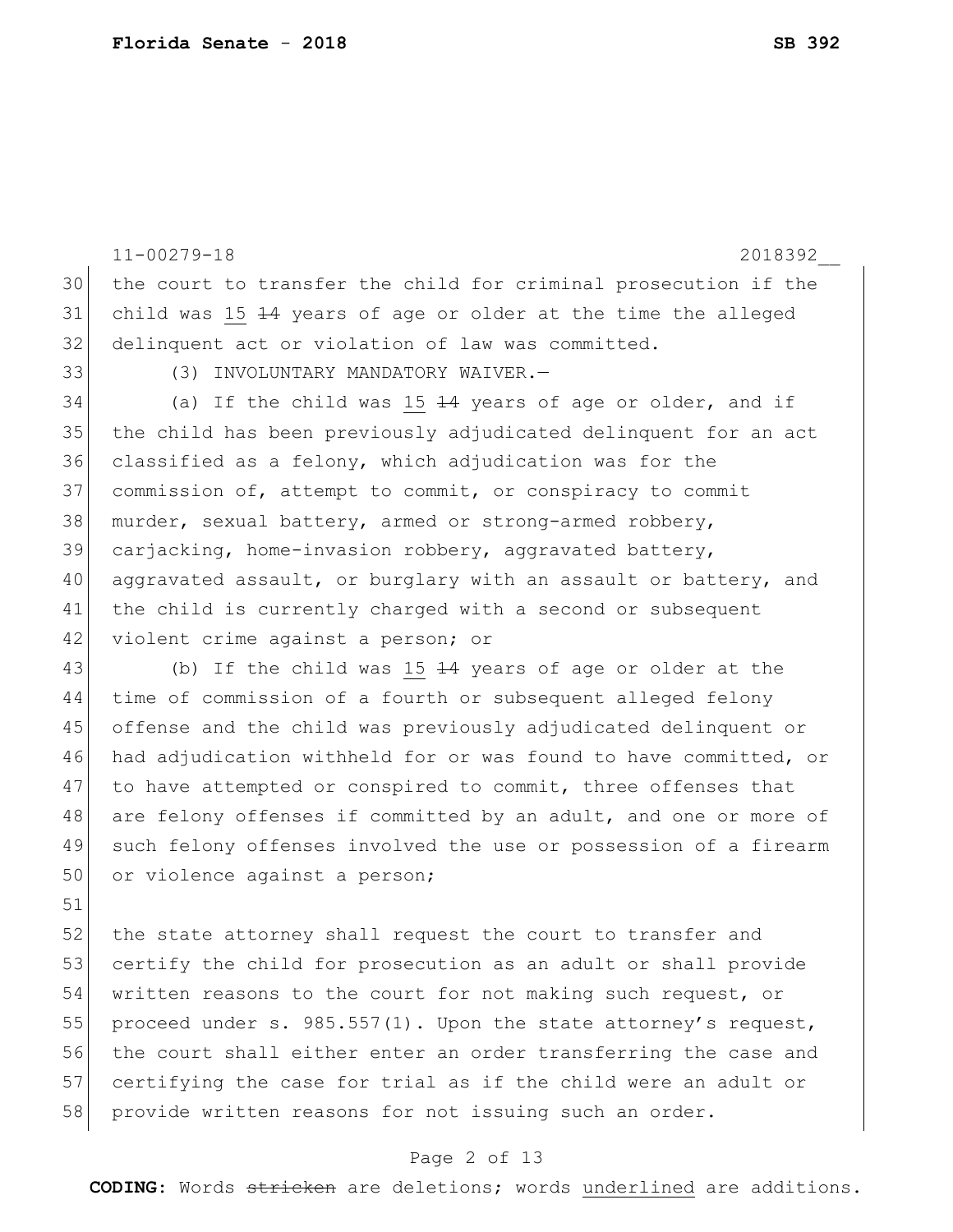the court to transfer the child for criminal prosecution if the child was <u>15</u> ~~14~~ years of age or older at the time the alleged delinquent act or violation of law was committed.

(3) INVOLUNTARY MANDATORY WAIVER.—

(a) If the child was <u>15</u> ~~14~~ years of age or older, and if the child has been previously adjudicated delinquent for an act classified as a felony, which adjudication was for the commission of, attempt to commit, or conspiracy to commit murder, sexual battery, armed or strong-armed robbery, carjacking, home-invasion robbery, aggravated battery, aggravated assault, or burglary with an assault or battery, and the child is currently charged with a second or subsequent violent crime against a person; or

(b) If the child was <u>15</u> ~~14~~ years of age or older at the time of commission of a fourth or subsequent alleged felony offense and the child was previously adjudicated delinquent or had adjudication withheld for or was found to have committed, or to have attempted or conspired to commit, three offenses that are felony offenses if committed by an adult, and one or more of such felony offenses involved the use or possession of a firearm or violence against a person;

the state attorney shall request the court to transfer and certify the child for prosecution as an adult or shall provide written reasons to the court for not making such request, or proceed under s. 985.557(1). Upon the state attorney's request, the court shall either enter an order transferring the case and certifying the case for trial as if the child were an adult or provide written reasons for not issuing such an order.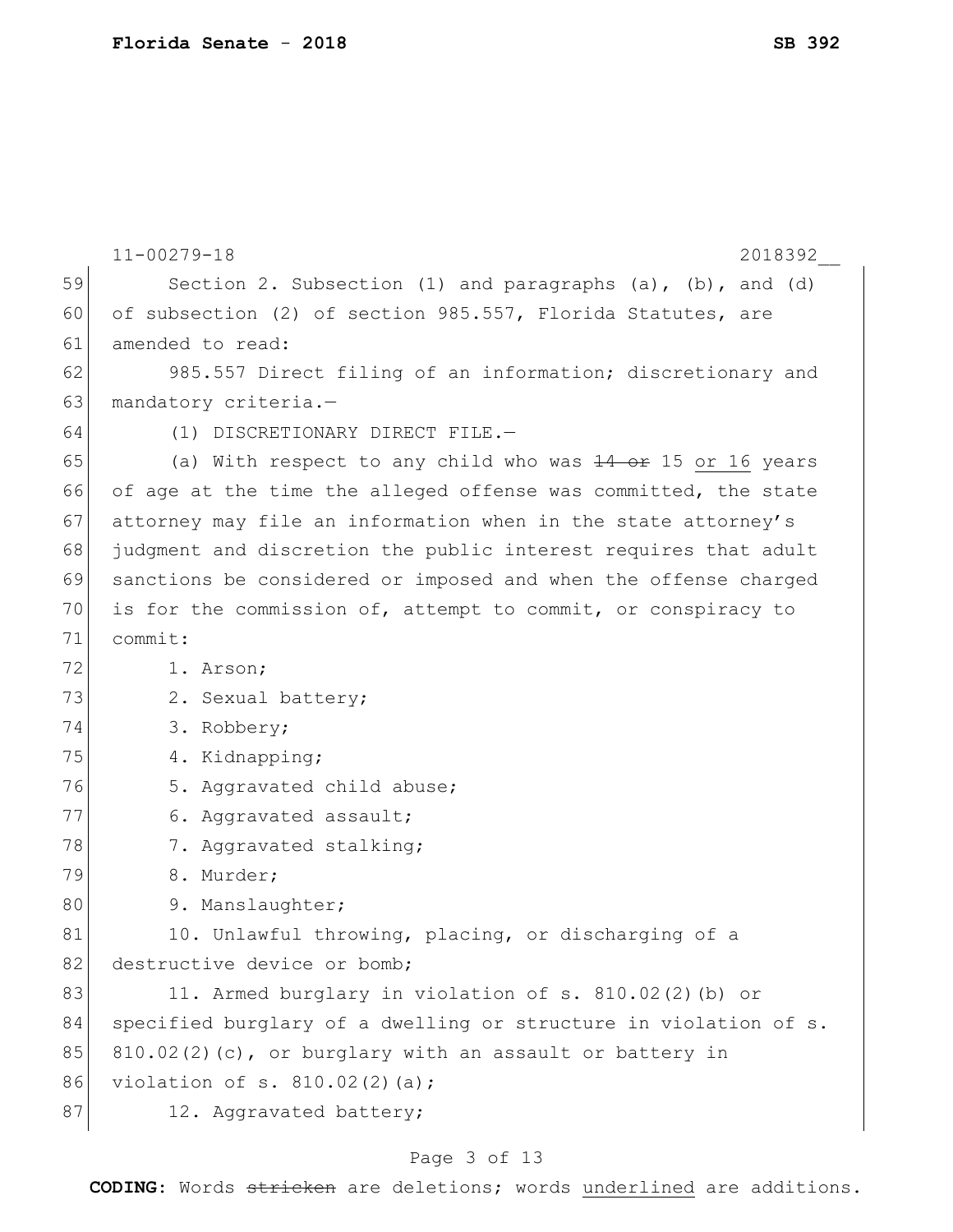Section 2. Subsection (1) and paragraphs (a), (b), and (d) of subsection (2) of section 985.557, Florida Statutes, are amended to read:

985.557 Direct filing of an information; discretionary and mandatory criteria.—

(1) DISCRETIONARY DIRECT FILE.—

(a) With respect to any child who was ~~14 or~~ 15 <u>or 16</u> years of age at the time the alleged offense was committed, the state attorney may file an information when in the state attorney's judgment and discretion the public interest requires that adult sanctions be considered or imposed and when the offense charged is for the commission of, attempt to commit, or conspiracy to commit:

1. Arson;
2. Sexual battery;
3. Robbery;
4. Kidnapping;
5. Aggravated child abuse;
6. Aggravated assault;
7. Aggravated stalking;
8. Murder;
9. Manslaughter;
10. Unlawful throwing, placing, or discharging of a destructive device or bomb;
11. Armed burglary in violation of s. 810.02(2)(b) or specified burglary of a dwelling or structure in violation of s. 810.02(2)(c), or burglary with an assault or battery in violation of s. 810.02(2)(a);
12. Aggravated battery;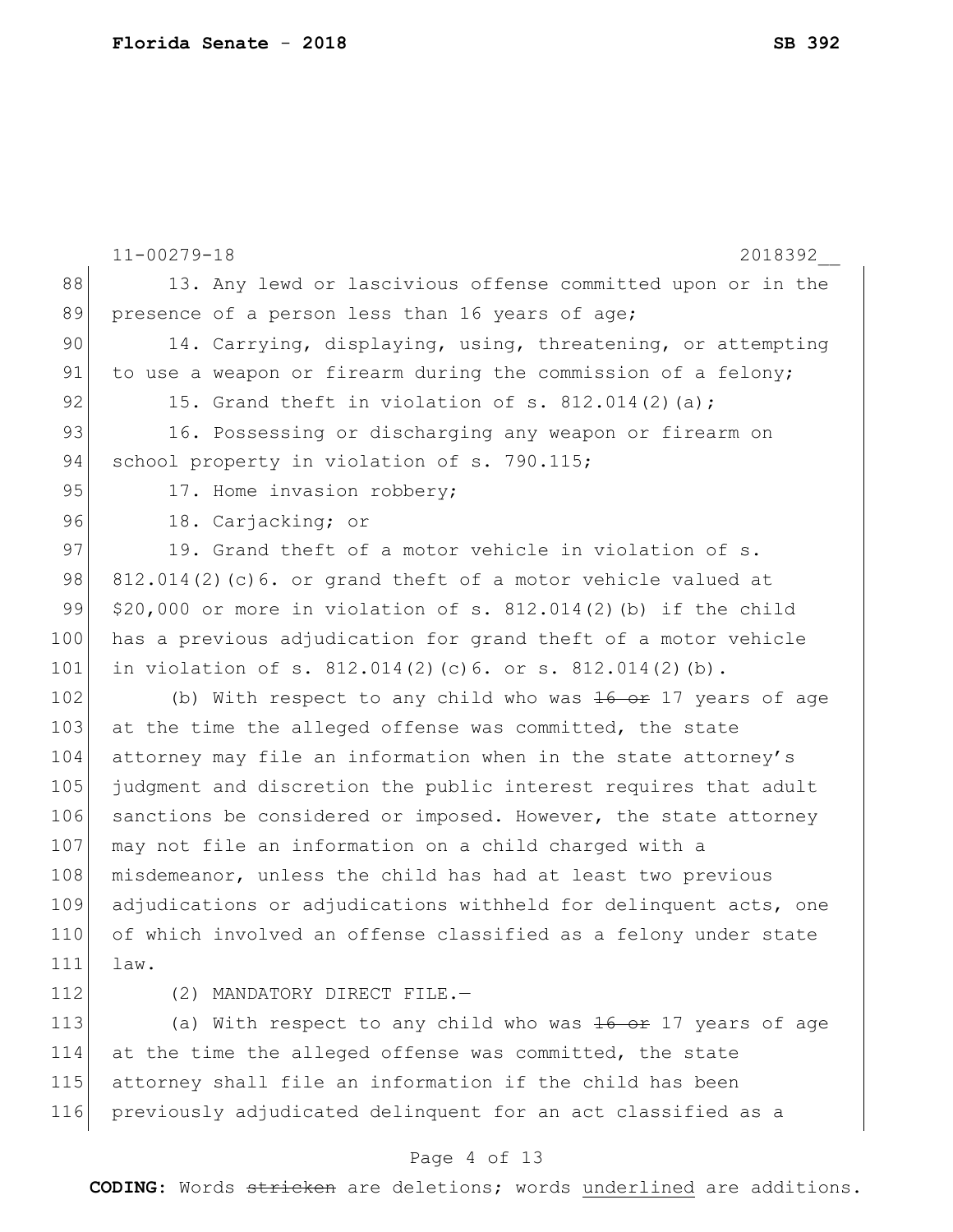13. Any lewd or lascivious offense committed upon or in the presence of a person less than 16 years of age;

14. Carrying, displaying, using, threatening, or attempting to use a weapon or firearm during the commission of a felony;

15. Grand theft in violation of s. 812.014(2)(a);

16. Possessing or discharging any weapon or firearm on school property in violation of s. 790.115;

17. Home invasion robbery;

18. Carjacking; or

19. Grand theft of a motor vehicle in violation of s. 812.014(2)(c)6. or grand theft of a motor vehicle valued at $20,000 or more in violation of s. 812.014(2)(b) if the child has a previous adjudication for grand theft of a motor vehicle in violation of s. 812.014(2)(c)6. or s. 812.014(2)(b).

(b) With respect to any child who was ~~16 or~~ 17 years of age at the time the alleged offense was committed, the state attorney may file an information when in the state attorney's judgment and discretion the public interest requires that adult sanctions be considered or imposed. However, the state attorney may not file an information on a child charged with a misdemeanor, unless the child has had at least two previous adjudications or adjudications withheld for delinquent acts, one of which involved an offense classified as a felony under state law.

(2) MANDATORY DIRECT FILE.—

(a) With respect to any child who was ~~16 or~~ 17 years of age at the time the alleged offense was committed, the state attorney shall file an information if the child has been previously adjudicated delinquent for an act classified as a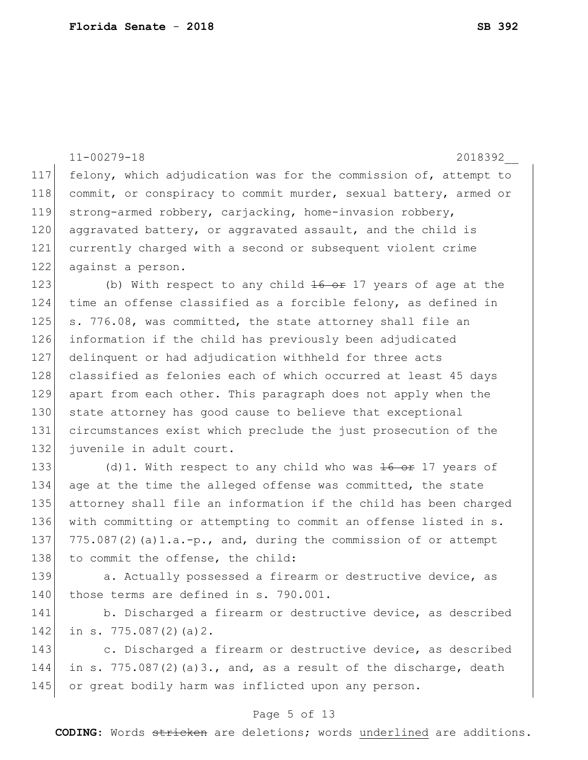felony, which adjudication was for the commission of, attempt to commit, or conspiracy to commit murder, sexual battery, armed or strong-armed robbery, carjacking, home-invasion robbery, aggravated battery, or aggravated assault, and the child is currently charged with a second or subsequent violent crime against a person.

(b) With respect to any child ~~16 or~~ 17 years of age at the time an offense classified as a forcible felony, as defined in s. 776.08, was committed, the state attorney shall file an information if the child has previously been adjudicated delinquent or had adjudication withheld for three acts classified as felonies each of which occurred at least 45 days apart from each other. This paragraph does not apply when the state attorney has good cause to believe that exceptional circumstances exist which preclude the just prosecution of the juvenile in adult court.

(d)1. With respect to any child who was ~~16 or~~ 17 years of age at the time the alleged offense was committed, the state attorney shall file an information if the child has been charged with committing or attempting to commit an offense listed in s. 775.087(2)(a)1.a.-p., and, during the commission of or attempt to commit the offense, the child:

a. Actually possessed a firearm or destructive device, as those terms are defined in s. 790.001.

b. Discharged a firearm or destructive device, as described in s. 775.087(2)(a)2.

c. Discharged a firearm or destructive device, as described in s. 775.087(2)(a)3., and, as a result of the discharge, death or great bodily harm was inflicted upon any person.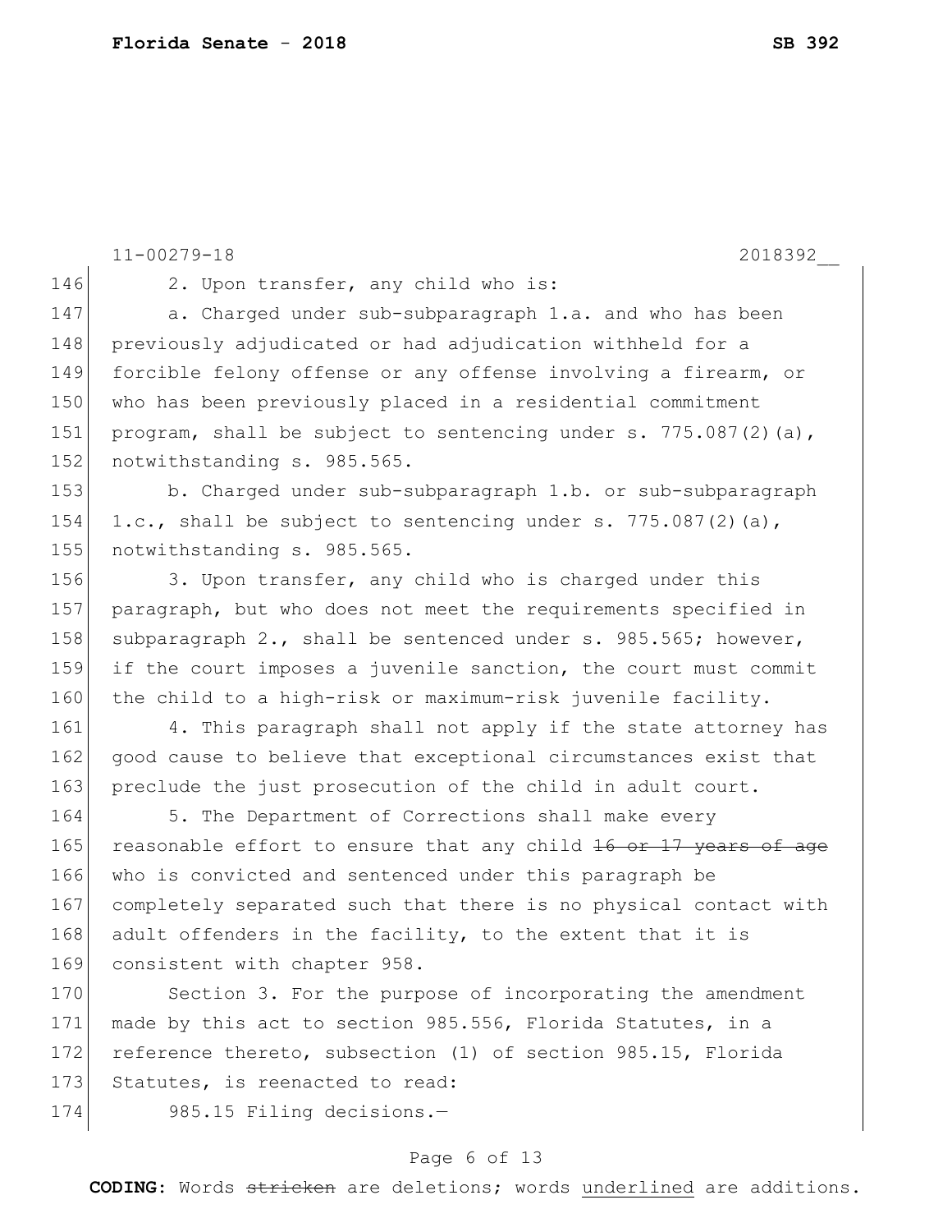2. Upon transfer, any child who is:

a. Charged under sub-subparagraph 1.a. and who has been previously adjudicated or had adjudication withheld for a forcible felony offense or any offense involving a firearm, or who has been previously placed in a residential commitment program, shall be subject to sentencing under s. 775.087(2)(a), notwithstanding s. 985.565.

b. Charged under sub-subparagraph 1.b. or sub-subparagraph 1.c., shall be subject to sentencing under s. 775.087(2)(a), notwithstanding s. 985.565.

3. Upon transfer, any child who is charged under this paragraph, but who does not meet the requirements specified in subparagraph 2., shall be sentenced under s. 985.565; however, if the court imposes a juvenile sanction, the court must commit the child to a high-risk or maximum-risk juvenile facility.

4. This paragraph shall not apply if the state attorney has good cause to believe that exceptional circumstances exist that preclude the just prosecution of the child in adult court.

5. The Department of Corrections shall make every reasonable effort to ensure that any child ~~16 or 17 years of age~~ who is convicted and sentenced under this paragraph be completely separated such that there is no physical contact with adult offenders in the facility, to the extent that it is consistent with chapter 958.

Section 3. For the purpose of incorporating the amendment made by this act to section 985.556, Florida Statutes, in a reference thereto, subsection (1) of section 985.15, Florida Statutes, is reenacted to read:

985.15 Filing decisions.—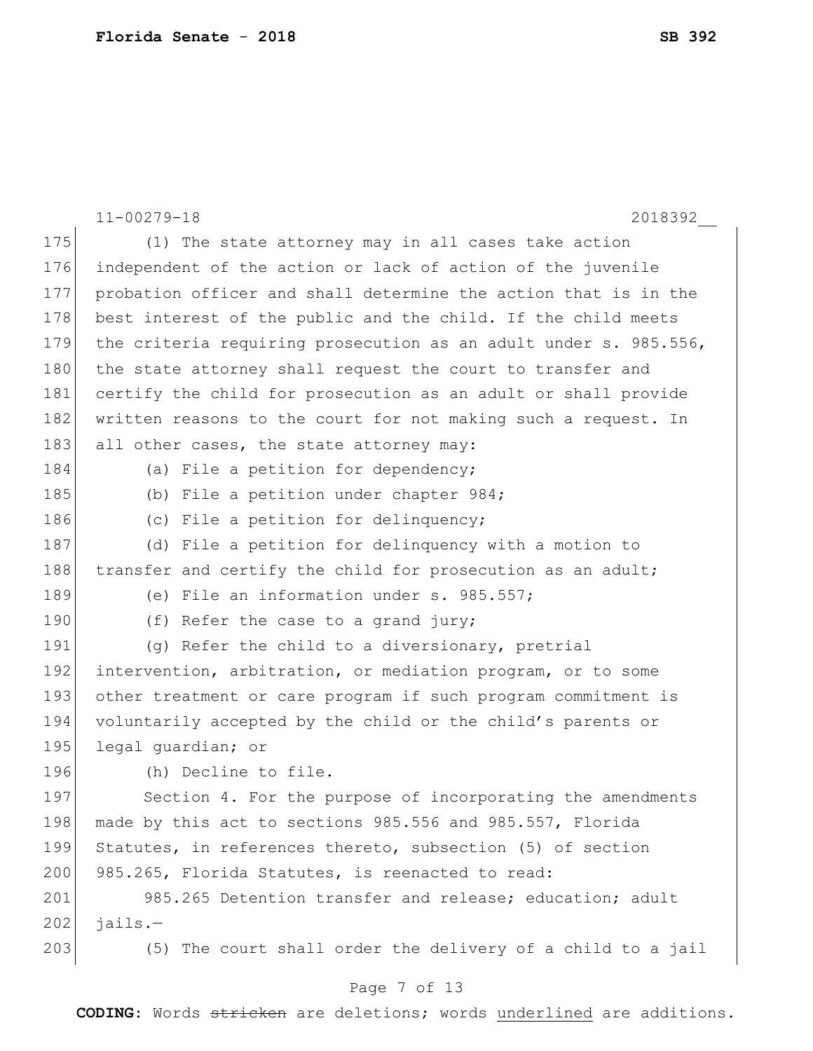(1) The state attorney may in all cases take action independent of the action or lack of action of the juvenile probation officer and shall determine the action that is in the best interest of the public and the child. If the child meets the criteria requiring prosecution as an adult under s. 985.556, the state attorney shall request the court to transfer and certify the child for prosecution as an adult or shall provide written reasons to the court for not making such a request. In all other cases, the state attorney may:

(a) File a petition for dependency;

(b) File a petition under chapter 984;

(c) File a petition for delinquency;

(d) File a petition for delinquency with a motion to transfer and certify the child for prosecution as an adult;

(e) File an information under s. 985.557;

(f) Refer the case to a grand jury;

(g) Refer the child to a diversionary, pretrial intervention, arbitration, or mediation program, or to some other treatment or care program if such program commitment is voluntarily accepted by the child or the child's parents or legal guardian; or

(h) Decline to file.

Section 4. For the purpose of incorporating the amendments made by this act to sections 985.556 and 985.557, Florida Statutes, in references thereto, subsection (5) of section 985.265, Florida Statutes, is reenacted to read:

985.265 Detention transfer and release; education; adult jails.—

(5) The court shall order the delivery of a child to a jail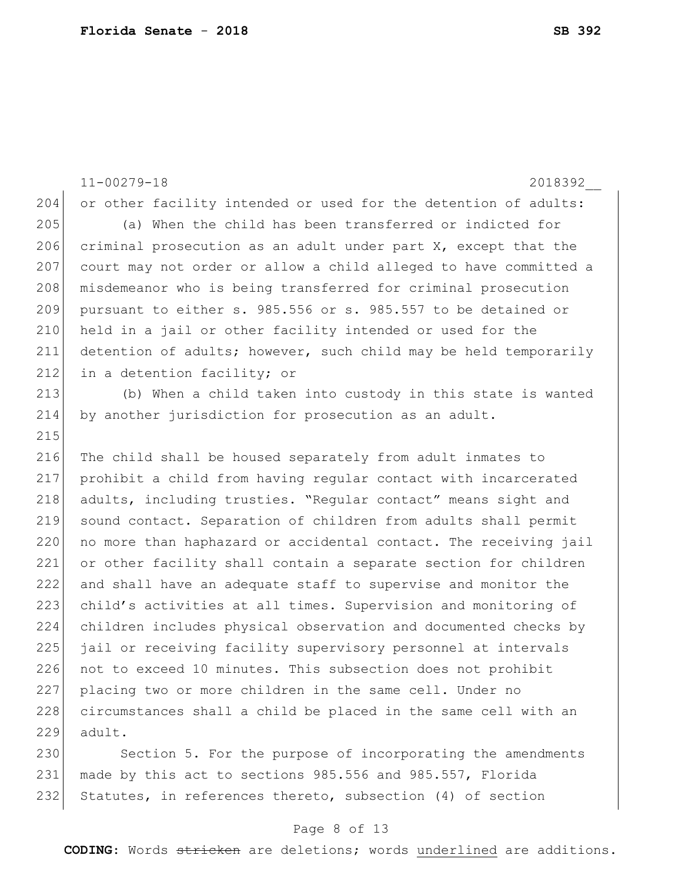or other facility intended or used for the detention of adults:

(a) When the child has been transferred or indicted for criminal prosecution as an adult under part X, except that the court may not order or allow a child alleged to have committed a misdemeanor who is being transferred for criminal prosecution pursuant to either s. 985.556 or s. 985.557 to be detained or held in a jail or other facility intended or used for the detention of adults; however, such child may be held temporarily in a detention facility; or

(b) When a child taken into custody in this state is wanted by another jurisdiction for prosecution as an adult.

The child shall be housed separately from adult inmates to prohibit a child from having regular contact with incarcerated adults, including trusties. "Regular contact" means sight and sound contact. Separation of children from adults shall permit no more than haphazard or accidental contact. The receiving jail or other facility shall contain a separate section for children and shall have an adequate staff to supervise and monitor the child's activities at all times. Supervision and monitoring of children includes physical observation and documented checks by jail or receiving facility supervisory personnel at intervals not to exceed 10 minutes. This subsection does not prohibit placing two or more children in the same cell. Under no circumstances shall a child be placed in the same cell with an adult.

Section 5. For the purpose of incorporating the amendments made by this act to sections 985.556 and 985.557, Florida Statutes, in references thereto, subsection (4) of section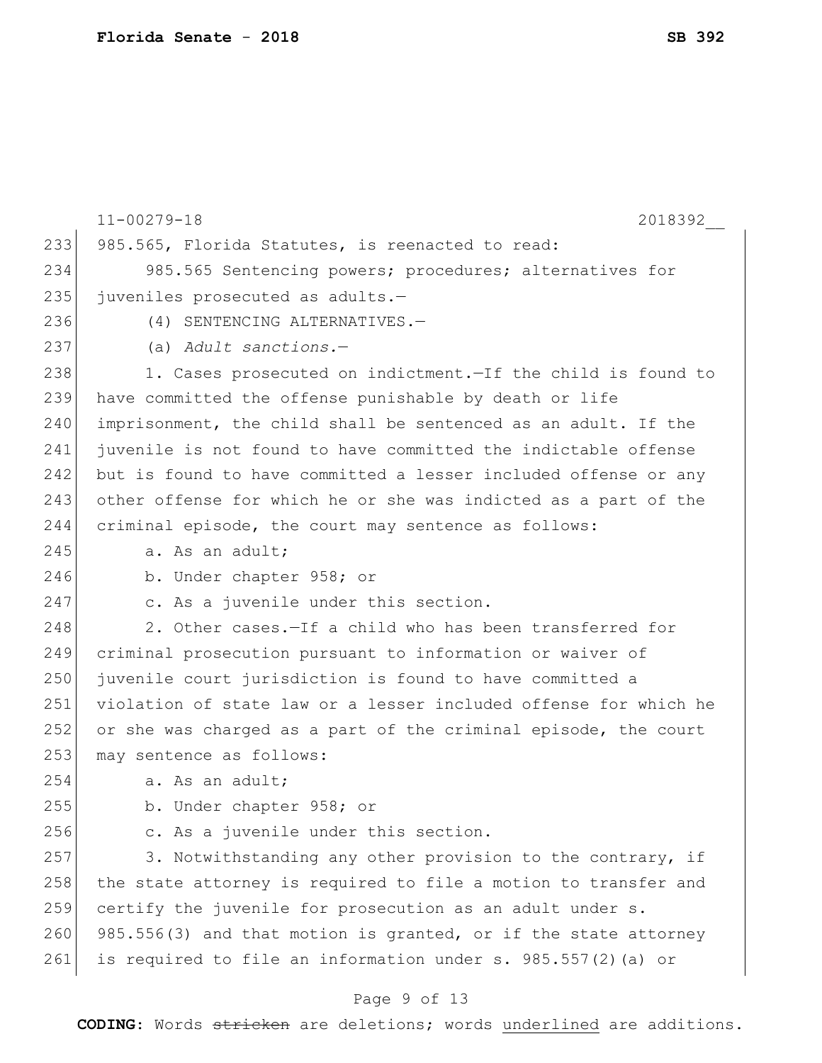985.565, Florida Statutes, is reenacted to read:

985.565 Sentencing powers; procedures; alternatives for juveniles prosecuted as adults.—

(4) SENTENCING ALTERNATIVES.—

(a) *Adult sanctions.*—

1. Cases prosecuted on indictment.—If the child is found to have committed the offense punishable by death or life imprisonment, the child shall be sentenced as an adult. If the juvenile is not found to have committed the indictable offense but is found to have committed a lesser included offense or any other offense for which he or she was indicted as a part of the criminal episode, the court may sentence as follows:

a. As an adult;

b. Under chapter 958; or

c. As a juvenile under this section.

2. Other cases.—If a child who has been transferred for criminal prosecution pursuant to information or waiver of juvenile court jurisdiction is found to have committed a violation of state law or a lesser included offense for which he or she was charged as a part of the criminal episode, the court may sentence as follows:

a. As an adult;

b. Under chapter 958; or

c. As a juvenile under this section.

3. Notwithstanding any other provision to the contrary, if the state attorney is required to file a motion to transfer and certify the juvenile for prosecution as an adult under s. 985.556(3) and that motion is granted, or if the state attorney is required to file an information under s. 985.557(2)(a) or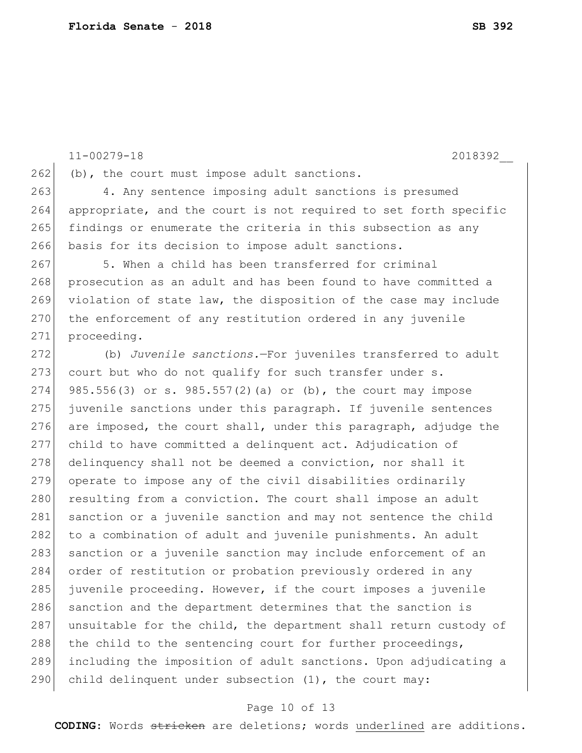(b), the court must impose adult sanctions.

4. Any sentence imposing adult sanctions is presumed appropriate, and the court is not required to set forth specific findings or enumerate the criteria in this subsection as any basis for its decision to impose adult sanctions.

5. When a child has been transferred for criminal prosecution as an adult and has been found to have committed a violation of state law, the disposition of the case may include the enforcement of any restitution ordered in any juvenile proceeding.

(b) *Juvenile sanctions.*—For juveniles transferred to adult court but who do not qualify for such transfer under s. 985.556(3) or s. 985.557(2)(a) or (b), the court may impose juvenile sanctions under this paragraph. If juvenile sentences are imposed, the court shall, under this paragraph, adjudge the child to have committed a delinquent act. Adjudication of delinquency shall not be deemed a conviction, nor shall it operate to impose any of the civil disabilities ordinarily resulting from a conviction. The court shall impose an adult sanction or a juvenile sanction and may not sentence the child to a combination of adult and juvenile punishments. An adult sanction or a juvenile sanction may include enforcement of an order of restitution or probation previously ordered in any juvenile proceeding. However, if the court imposes a juvenile sanction and the department determines that the sanction is unsuitable for the child, the department shall return custody of the child to the sentencing court for further proceedings, including the imposition of adult sanctions. Upon adjudicating a child delinquent under subsection (1), the court may: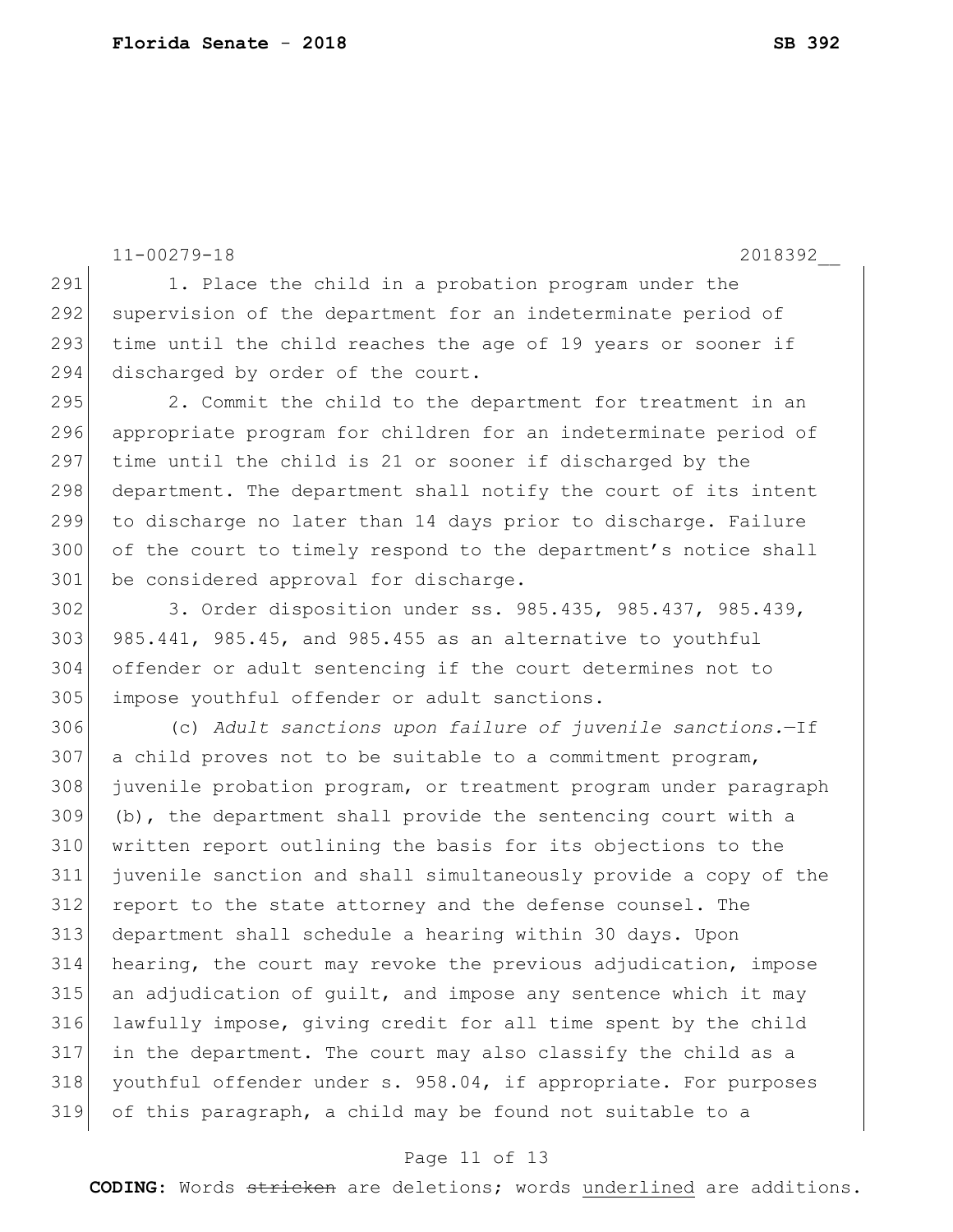1. Place the child in a probation program under the supervision of the department for an indeterminate period of time until the child reaches the age of 19 years or sooner if discharged by order of the court.

2. Commit the child to the department for treatment in an appropriate program for children for an indeterminate period of time until the child is 21 or sooner if discharged by the department. The department shall notify the court of its intent to discharge no later than 14 days prior to discharge. Failure of the court to timely respond to the department's notice shall be considered approval for discharge.

3. Order disposition under ss. 985.435, 985.437, 985.439, 985.441, 985.45, and 985.455 as an alternative to youthful offender or adult sentencing if the court determines not to impose youthful offender or adult sanctions.

(c) *Adult sanctions upon failure of juvenile sanctions.*—If a child proves not to be suitable to a commitment program, juvenile probation program, or treatment program under paragraph (b), the department shall provide the sentencing court with a written report outlining the basis for its objections to the juvenile sanction and shall simultaneously provide a copy of the report to the state attorney and the defense counsel. The department shall schedule a hearing within 30 days. Upon hearing, the court may revoke the previous adjudication, impose an adjudication of guilt, and impose any sentence which it may lawfully impose, giving credit for all time spent by the child in the department. The court may also classify the child as a youthful offender under s. 958.04, if appropriate. For purposes of this paragraph, a child may be found not suitable to a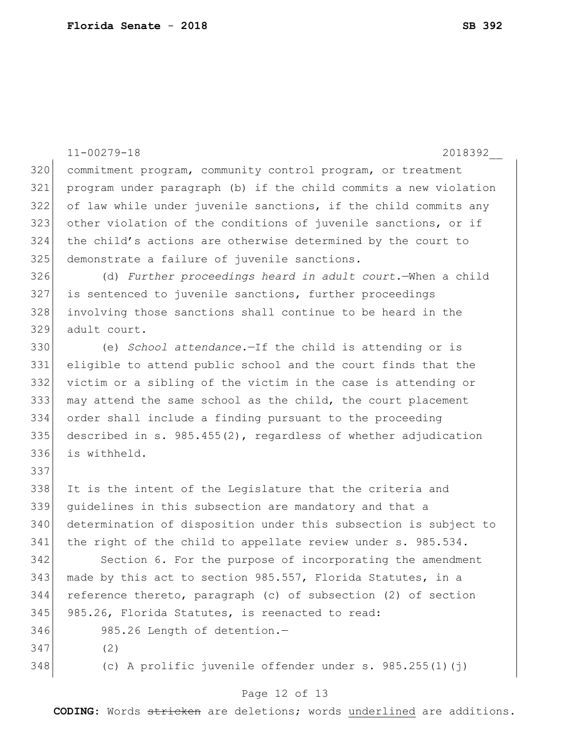commitment program, community control program, or treatment program under paragraph (b) if the child commits a new violation of law while under juvenile sanctions, if the child commits any other violation of the conditions of juvenile sanctions, or if the child's actions are otherwise determined by the court to demonstrate a failure of juvenile sanctions.

(d) *Further proceedings heard in adult court.*—When a child is sentenced to juvenile sanctions, further proceedings involving those sanctions shall continue to be heard in the adult court.

(e) *School attendance.*—If the child is attending or is eligible to attend public school and the court finds that the victim or a sibling of the victim in the case is attending or may attend the same school as the child, the court placement order shall include a finding pursuant to the proceeding described in s. 985.455(2), regardless of whether adjudication is withheld.

It is the intent of the Legislature that the criteria and guidelines in this subsection are mandatory and that a determination of disposition under this subsection is subject to the right of the child to appellate review under s. 985.534.

Section 6. For the purpose of incorporating the amendment made by this act to section 985.557, Florida Statutes, in a reference thereto, paragraph (c) of subsection (2) of section 985.26, Florida Statutes, is reenacted to read:

985.26 Length of detention.—

(2)

(c) A prolific juvenile offender under s. 985.255(1)(j)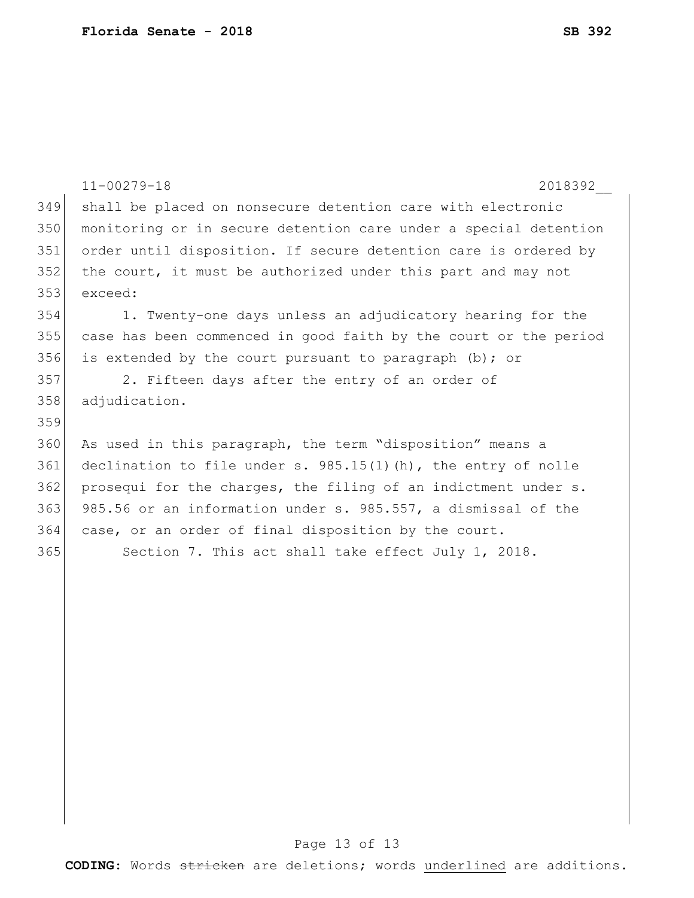shall be placed on nonsecure detention care with electronic monitoring or in secure detention care under a special detention order until disposition. If secure detention care is ordered by the court, it must be authorized under this part and may not exceed:

1. Twenty-one days unless an adjudicatory hearing for the case has been commenced in good faith by the court or the period is extended by the court pursuant to paragraph (b); or

2. Fifteen days after the entry of an order of adjudication.

As used in this paragraph, the term "disposition" means a declination to file under s. 985.15(1)(h), the entry of nolle prosequi for the charges, the filing of an indictment under s. 985.56 or an information under s. 985.557, a dismissal of the case, or an order of final disposition by the court.

Section 7. This act shall take effect July 1, 2018.